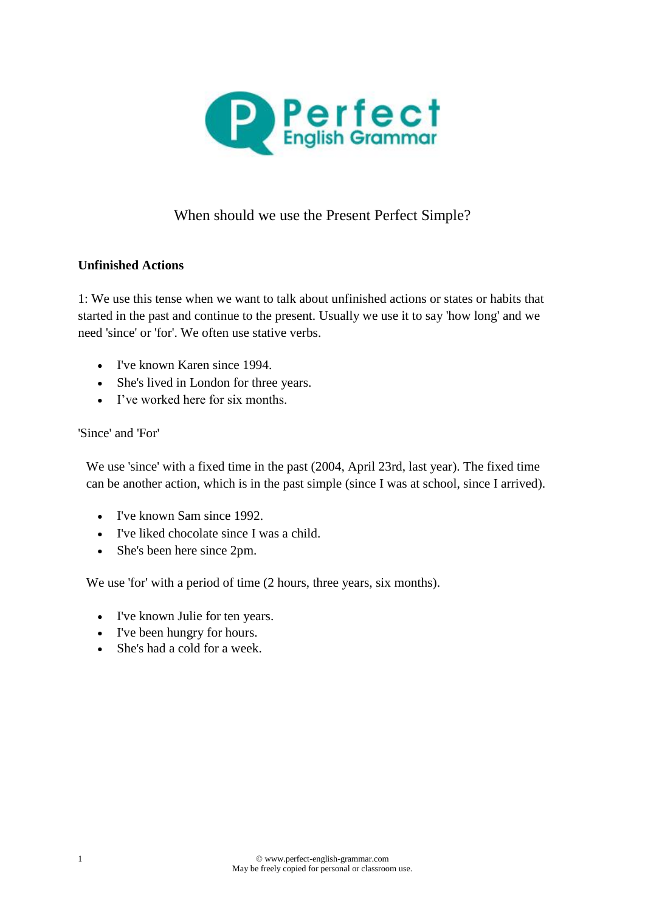# When should we use the Present Perfect Simple?

## Unfinished Actions

1: We use this tense when we want to talk about unfinished actions or states or habits that started in the past and continue to the present. Usually we use it to say 'how long' and we need 'since' or 'for'. We often use stative verbs.

- I've known Karen since 1994.
- She's lived in London for three years.
- I've worked here for six months.

'Since' and 'For'

We use 'since' with a fixed time in the past (2004, April 23rd, last year). The fixed time can be another action, which is in the past simple (since I was at school, since I arrived).

- I've known Sam since 1992.
- I've liked chocolate since I was a child.
- She's been here since 2pm.

We use 'for' with a period of time (2 hours, three years, six months).

- I've known Julie for ten years.
- I've been hungry for hours.
- She's had a cold for a week.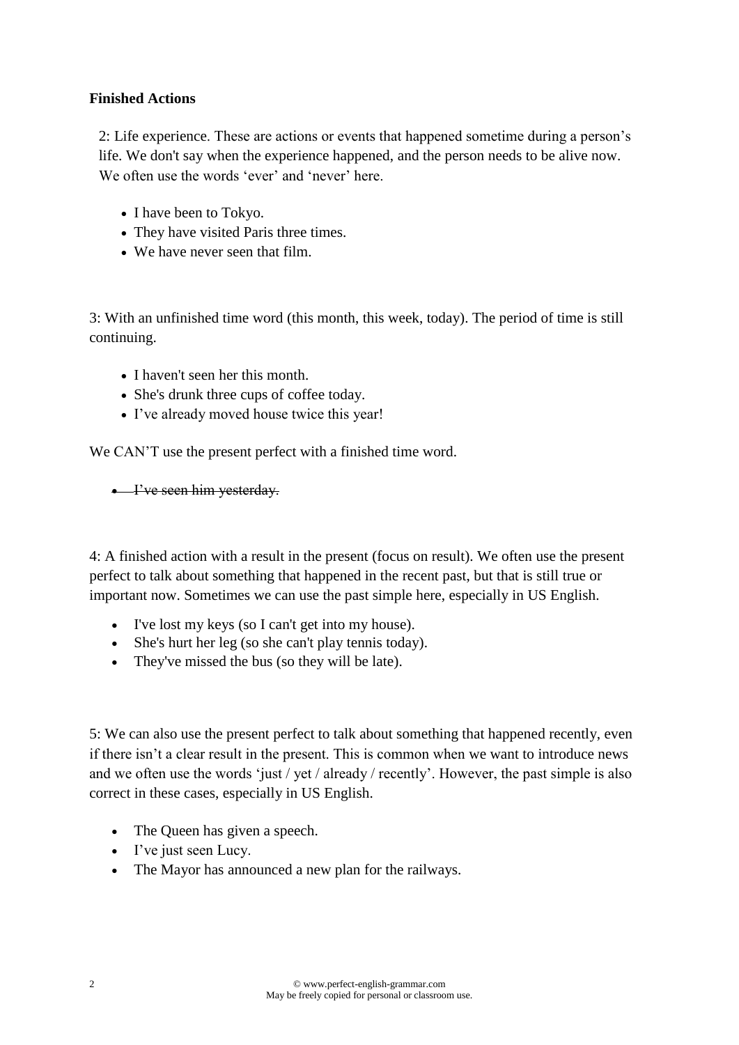**Finished Actions**

2: Life experience. These are actions or events that happened sometime during a person's life. We don't say when the experience happened, and the person needs to be alive now. We often use the words 'ever' and 'never' here.

- I have been to Tokyo.
- They have visited Paris three times.
- We have never seen that film.

3: With an unfinished time word (this month, this week, today). The period of time is still continuing.

- I haven't seen her this month.
- She's drunk three cups of coffee today.
- I've already moved house twice this year!

We CAN'T use the present perfect with a finished time word.

- ~~I've seen him yesterday.~~

4: A finished action with a result in the present (focus on result). We often use the present perfect to talk about something that happened in the recent past, but that is still true or important now. Sometimes we can use the past simple here, especially in US English.

- I've lost my keys (so I can't get into my house).
- She's hurt her leg (so she can't play tennis today).
- They've missed the bus (so they will be late).

5: We can also use the present perfect to talk about something that happened recently, even if there isn't a clear result in the present. This is common when we want to introduce news and we often use the words 'just / yet / already / recently'. However, the past simple is also correct in these cases, especially in US English.

- The Queen has given a speech.
- I've just seen Lucy.
- The Mayor has announced a new plan for the railways.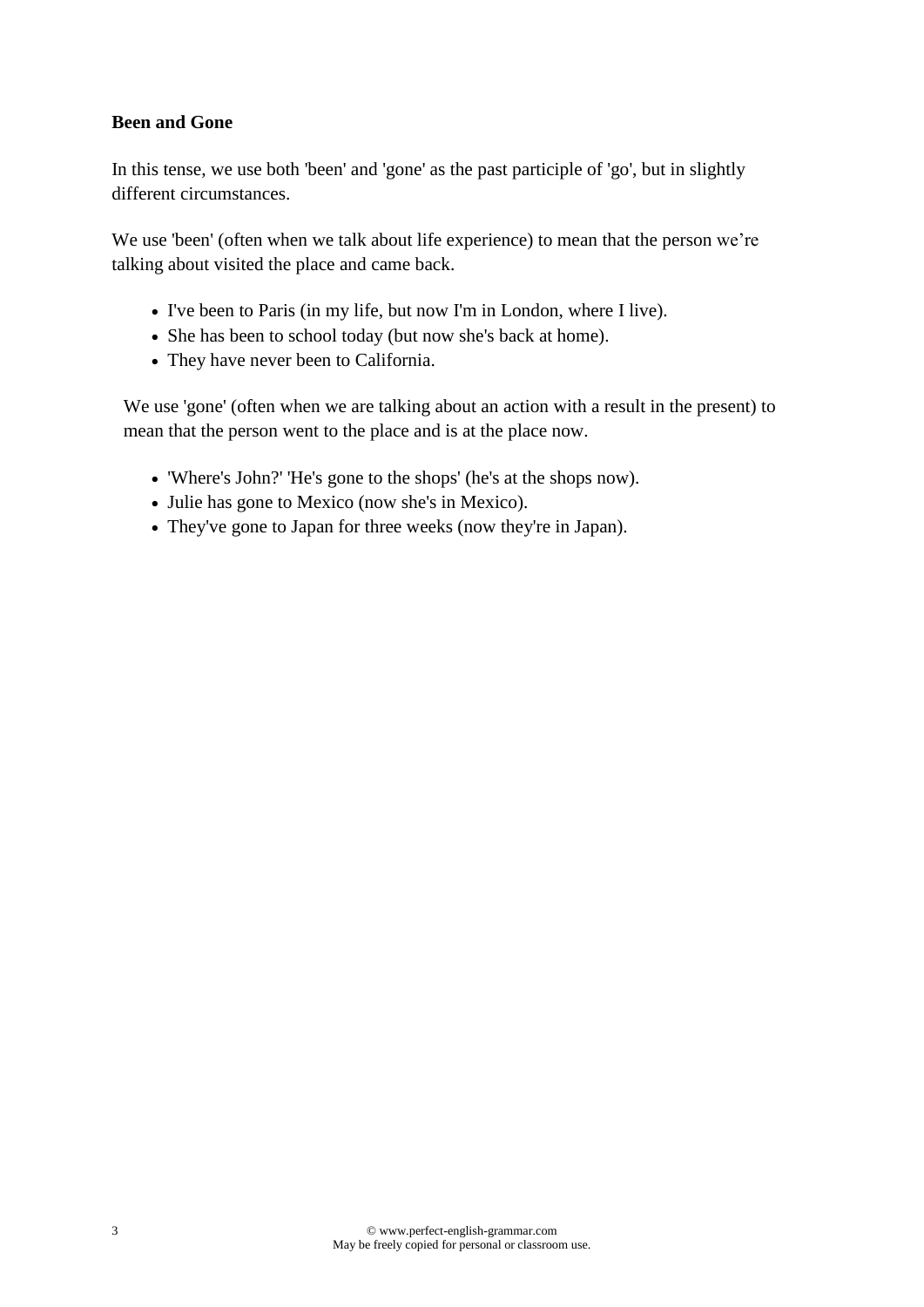**Been and Gone**

In this tense, we use both 'been' and 'gone' as the past participle of 'go', but in slightly different circumstances.

We use 'been' (often when we talk about life experience) to mean that the person we're talking about visited the place and came back.

- I've been to Paris (in my life, but now I'm in London, where I live).
- She has been to school today (but now she's back at home).
- They have never been to California.

We use 'gone' (often when we are talking about an action with a result in the present) to mean that the person went to the place and is at the place now.

- 'Where's John?' 'He's gone to the shops' (he's at the shops now).
- Julie has gone to Mexico (now she's in Mexico).
- They've gone to Japan for three weeks (now they're in Japan).